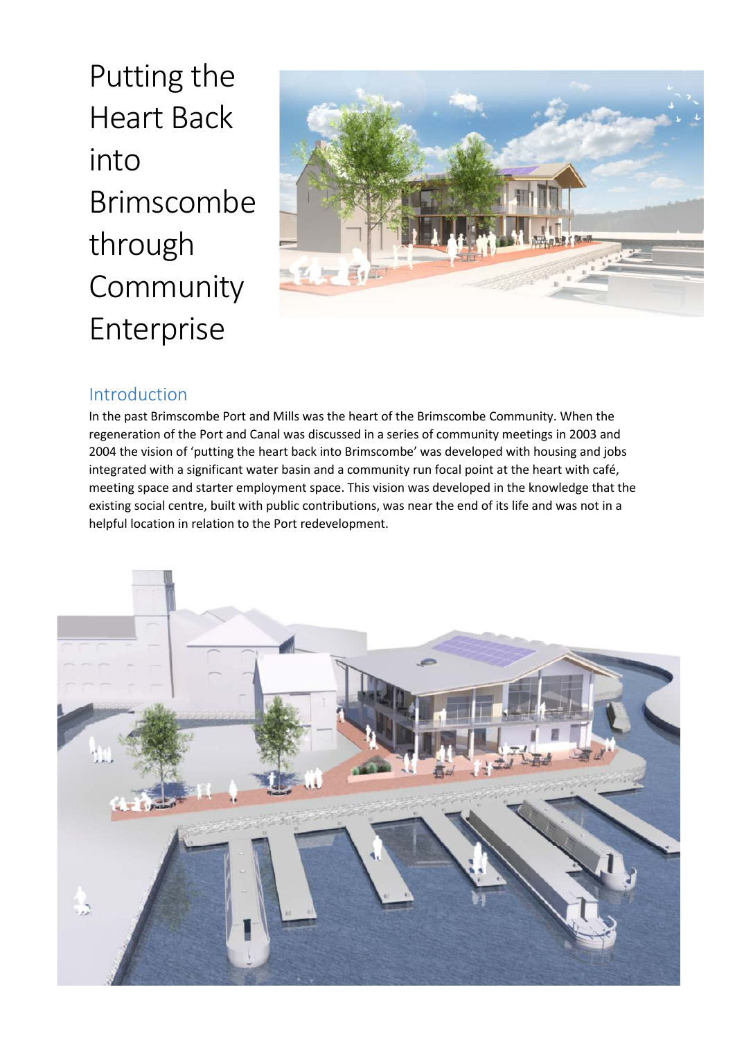# Putting the Heart Back into Brimscombe through Community Enterprise

## Introduction

In the past Brimscombe Port and Mills was the heart of the Brimscombe Community. When the regeneration of the Port and Canal was discussed in a series of community meetings in 2003 and 2004 the vision of 'putting the heart back into Brimscombe' was developed with housing and jobs integrated with a significant water basin and a community run focal point at the heart with café, meeting space and starter employment space. This vision was developed in the knowledge that the existing social centre, built with public contributions, was near the end of its life and was not in a helpful location in relation to the Port redevelopment.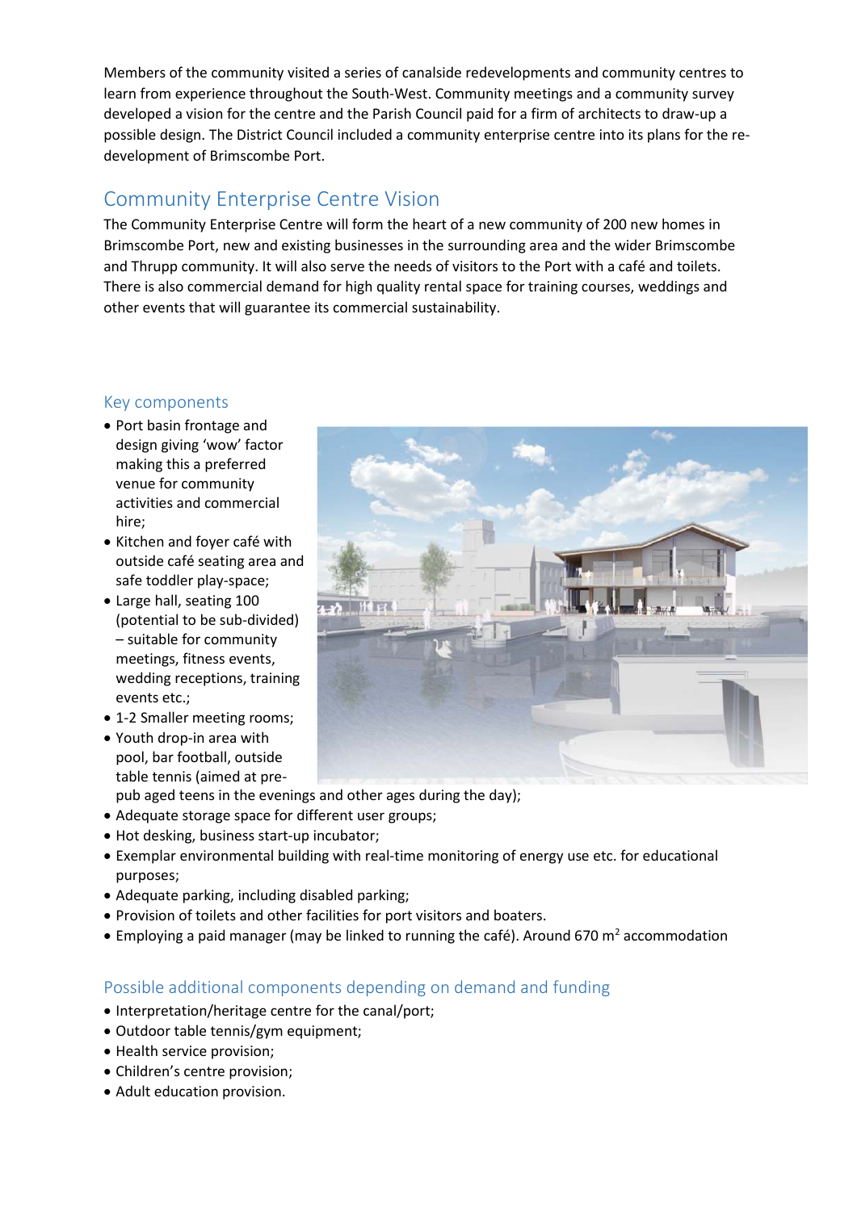Members of the community visited a series of canalside redevelopments and community centres to learn from experience throughout the South-West. Community meetings and a community survey developed a vision for the centre and the Parish Council paid for a firm of architects to draw-up a possible design. The District Council included a community enterprise centre into its plans for the re-development of Brimscombe Port.

## Community Enterprise Centre Vision

The Community Enterprise Centre will form the heart of a new community of 200 new homes in Brimscombe Port, new and existing businesses in the surrounding area and the wider Brimscombe and Thrupp community. It will also serve the needs of visitors to the Port with a café and toilets. There is also commercial demand for high quality rental space for training courses, weddings and other events that will guarantee its commercial sustainability.

### Key components

- Port basin frontage and design giving 'wow' factor making this a preferred venue for community activities and commercial hire;
- Kitchen and foyer café with outside café seating area and safe toddler play-space;
- Large hall, seating 100 (potential to be sub-divided) – suitable for community meetings, fitness events, wedding receptions, training events etc.;
- 1-2 Smaller meeting rooms;
- Youth drop-in area with pool, bar football, outside table tennis (aimed at pre-pub aged teens in the evenings and other ages during the day);
- Adequate storage space for different user groups;
- Hot desking, business start-up incubator;
- Exemplar environmental building with real-time monitoring of energy use etc. for educational purposes;
- Adequate parking, including disabled parking;
- Provision of toilets and other facilities for port visitors and boaters.
- Employing a paid manager (may be linked to running the café). Around 670 $m^2$ accommodation

### Possible additional components depending on demand and funding

- Interpretation/heritage centre for the canal/port;
- Outdoor table tennis/gym equipment;
- Health service provision;
- Children's centre provision;
- Adult education provision.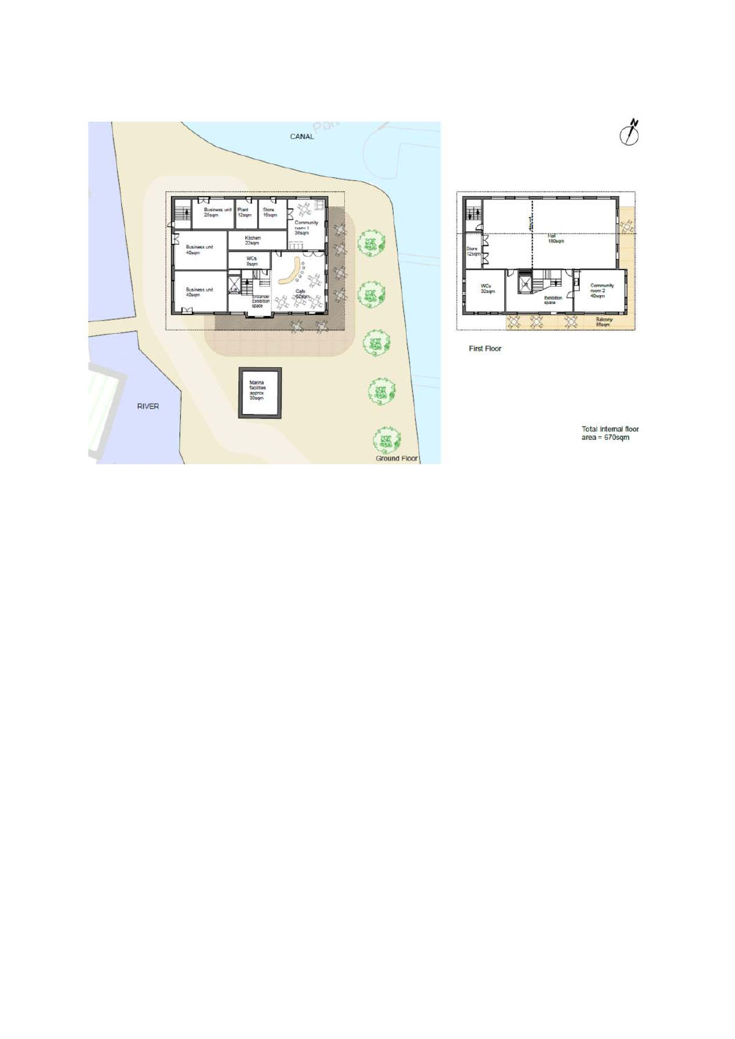CANAL

RIVER

Business unit 25sqm

Plant 12sqm

Store 16sqm

Community room 1 36sqm

Business unit 40sqm

Kitchen 22sqm

WCs 8sqm

Business unit 40sqm

Entrance Exhibition space

Cafe 62sqm

Marina facilities approx 30sqm

Ground Floor

Store 12sqm

Hall 180sqm

WCs 32sqm

Exhibition space

Community room 2 40sqm

Balcony 65sqm

First Floor

Total internal floor area = 670sqm